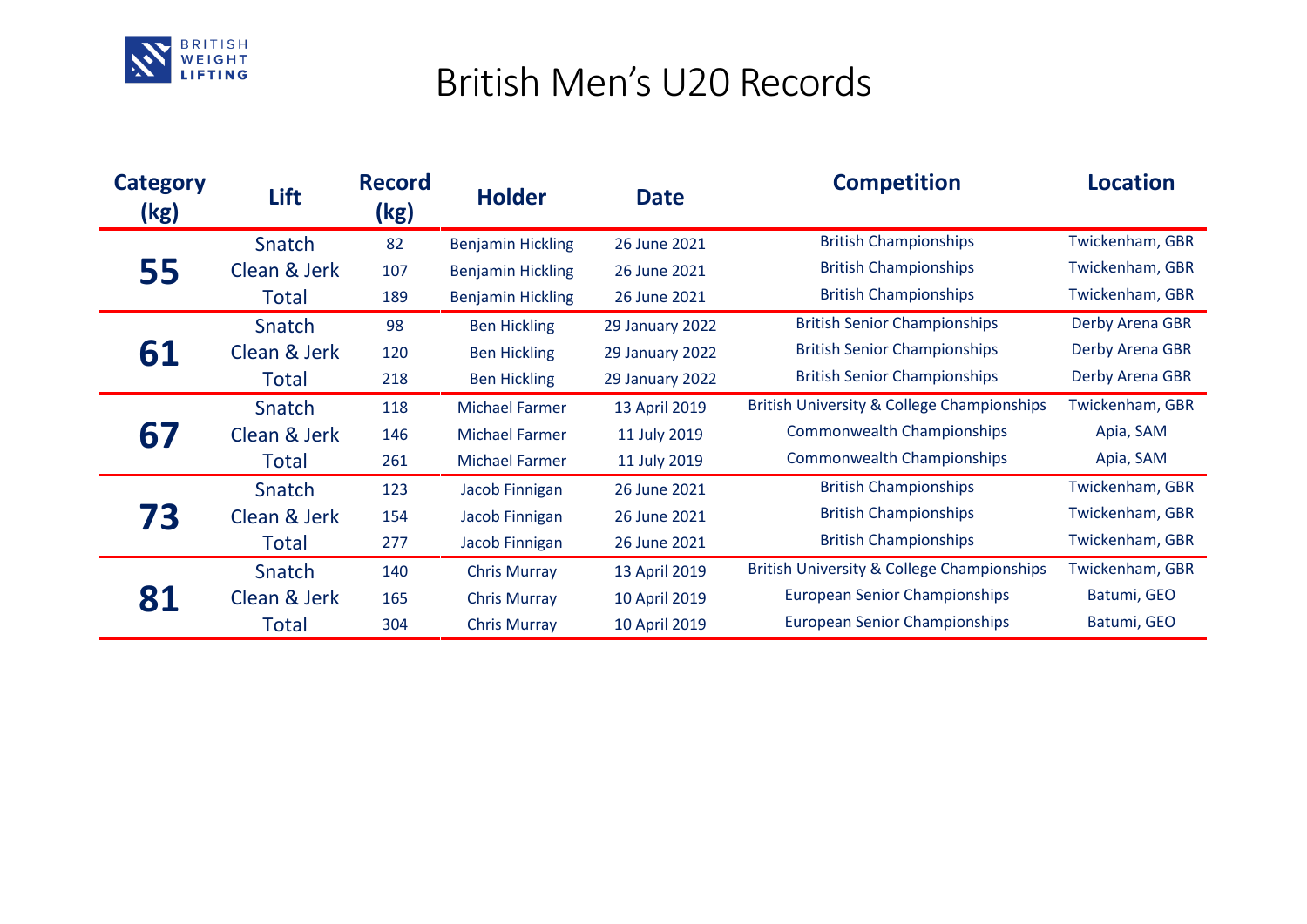BRITISH WEIGHT LIFTING

# British Men's U20 Records

| Category (kg) | Lift | Record (kg) | Holder | Date | Competition | Location |
|---|---|---|---|---|---|---|
| 55 | Snatch | 82 | Benjamin Hickling | 26 June 2021 | British Championships | Twickenham, GBR |
| | Clean & Jerk | 107 | Benjamin Hickling | 26 June 2021 | British Championships | Twickenham, GBR |
| | Total | 189 | Benjamin Hickling | 26 June 2021 | British Championships | Twickenham, GBR |
| 61 | Snatch | 98 | Ben Hickling | 29 January 2022 | British Senior Championships | Derby Arena GBR |
| | Clean & Jerk | 120 | Ben Hickling | 29 January 2022 | British Senior Championships | Derby Arena GBR |
| | Total | 218 | Ben Hickling | 29 January 2022 | British Senior Championships | Derby Arena GBR |
| 67 | Snatch | 118 | Michael Farmer | 13 April 2019 | British University & College Championships | Twickenham, GBR |
| | Clean & Jerk | 146 | Michael Farmer | 11 July 2019 | Commonwealth Championships | Apia, SAM |
| | Total | 261 | Michael Farmer | 11 July 2019 | Commonwealth Championships | Apia, SAM |
| 73 | Snatch | 123 | Jacob Finnigan | 26 June 2021 | British Championships | Twickenham, GBR |
| | Clean & Jerk | 154 | Jacob Finnigan | 26 June 2021 | British Championships | Twickenham, GBR |
| | Total | 277 | Jacob Finnigan | 26 June 2021 | British Championships | Twickenham, GBR |
| 81 | Snatch | 140 | Chris Murray | 13 April 2019 | British University & College Championships | Twickenham, GBR |
| | Clean & Jerk | 165 | Chris Murray | 10 April 2019 | European Senior Championships | Batumi, GEO |
| | Total | 304 | Chris Murray | 10 April 2019 | European Senior Championships | Batumi, GEO |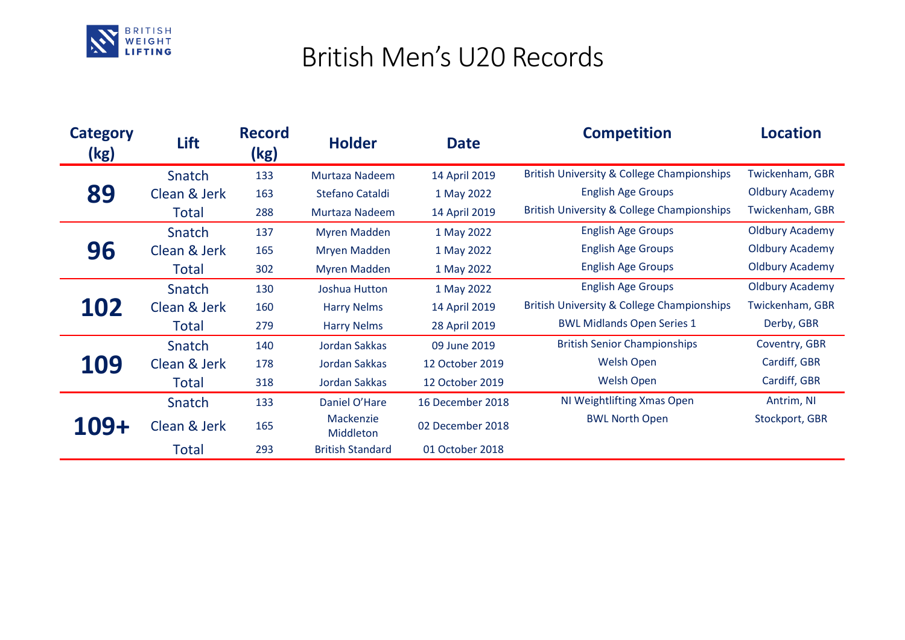# British Men's U20 Records

| Category (kg) | Lift | Record (kg) | Holder | Date | Competition | Location |
|---|---|---|---|---|---|---|
| 89 | Snatch | 133 | Murtaza Nadeem | 14 April 2019 | British University & College Championships | Twickenham, GBR |
| | Clean & Jerk | 163 | Stefano Cataldi | 1 May 2022 | English Age Groups | Oldbury Academy |
| | Total | 288 | Murtaza Nadeem | 14 April 2019 | British University & College Championships | Twickenham, GBR |
| 96 | Snatch | 137 | Myren Madden | 1 May 2022 | English Age Groups | Oldbury Academy |
| | Clean & Jerk | 165 | Mryen Madden | 1 May 2022 | English Age Groups | Oldbury Academy |
| | Total | 302 | Myren Madden | 1 May 2022 | English Age Groups | Oldbury Academy |
| 102 | Snatch | 130 | Joshua Hutton | 1 May 2022 | English Age Groups | Oldbury Academy |
| | Clean & Jerk | 160 | Harry Nelms | 14 April 2019 | British University & College Championships | Twickenham, GBR |
| | Total | 279 | Harry Nelms | 28 April 2019 | BWL Midlands Open Series 1 | Derby, GBR |
| 109 | Snatch | 140 | Jordan Sakkas | 09 June 2019 | British Senior Championships | Coventry, GBR |
| | Clean & Jerk | 178 | Jordan Sakkas | 12 October 2019 | Welsh Open | Cardiff, GBR |
| | Total | 318 | Jordan Sakkas | 12 October 2019 | Welsh Open | Cardiff, GBR |
| 109+ | Snatch | 133 | Daniel O'Hare | 16 December 2018 | NI Weightlifting Xmas Open | Antrim, NI |
| | Clean & Jerk | 165 | Mackenzie Middleton | 02 December 2018 | BWL North Open | Stockport, GBR |
| | Total | 293 | British Standard | 01 October 2018 | | |